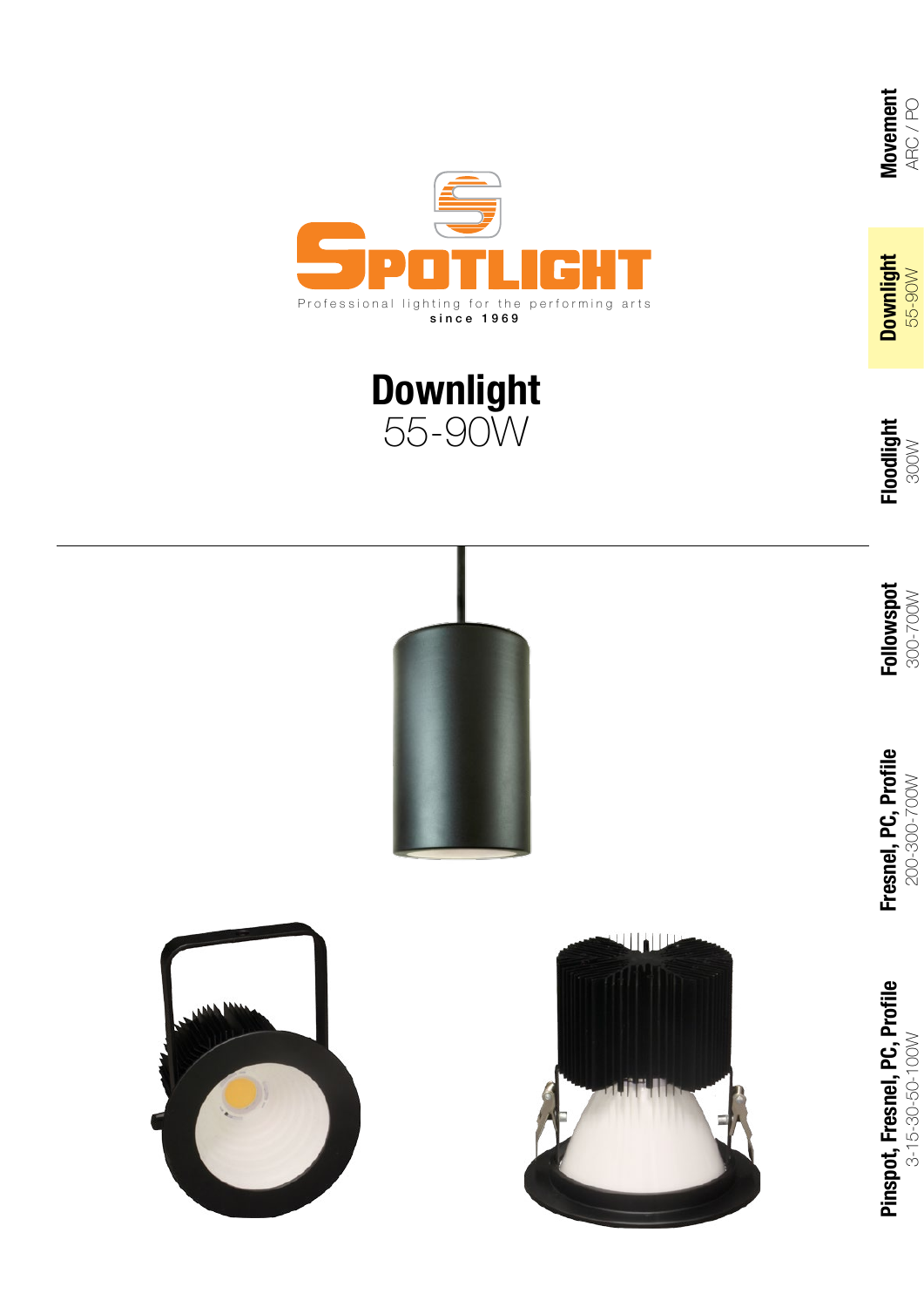SPOTLIGHT

Professional lighting for the performing arts

since 1969

# Downlight

55-90W

**Movement** ARC / PO

**Downlight** 55-90W

**Floodlight** 300W

**Followspot** 300-700W

**Fresnel, PC, Profile** 200-300-700W

**Pinspot, Fresnel, PC, Profile** 3-15-30-50-100W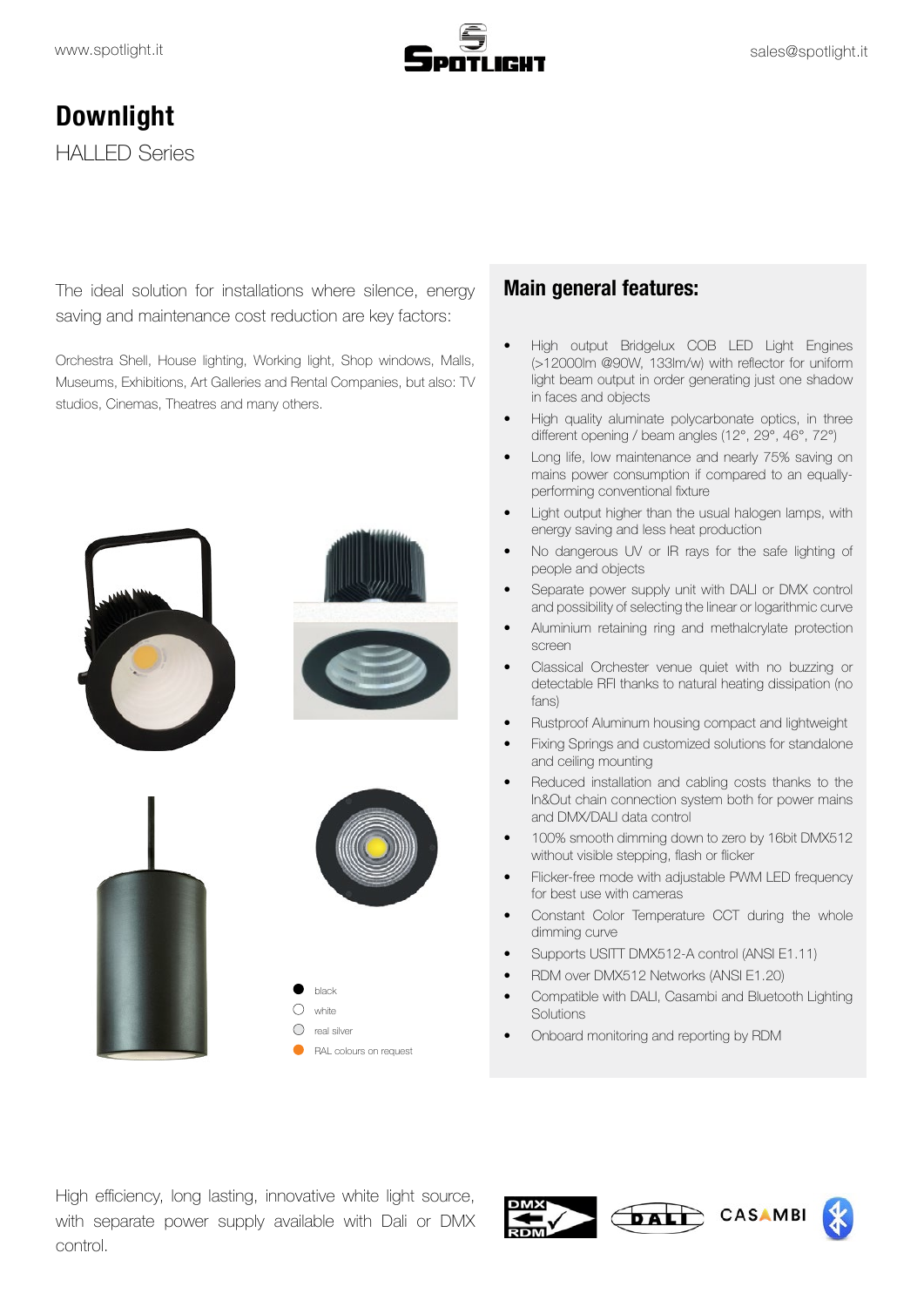# Downlight

HALLED Series

The ideal solution for installations where silence, energy saving and maintenance cost reduction are key factors:

Orchestra Shell, House lighting, Working light, Shop windows, Malls, Museums, Exhibitions, Art Galleries and Rental Companies, but also: TV studios, Cinemas, Theatres and many others.

- black
- white
- real silver
- RAL colours on request

## Main general features:

- High output Bridgelux COB LED Light Engines (>12000lm @90W, 133lm/w) with reflector for uniform light beam output in order generating just one shadow in faces and objects
- High quality aluminate polycarbonate optics, in three different opening / beam angles (12°, 29°, 46°, 72°)
- Long life, low maintenance and nearly 75% saving on mains power consumption if compared to an equally-performing conventional fixture
- Light output higher than the usual halogen lamps, with energy saving and less heat production
- No dangerous UV or IR rays for the safe lighting of people and objects
- Separate power supply unit with DALI or DMX control and possibility of selecting the linear or logarithmic curve
- Aluminium retaining ring and methalcrylate protection screen
- Classical Orchester venue quiet with no buzzing or detectable RFI thanks to natural heating dissipation (no fans)
- Rustproof Aluminum housing compact and lightweight
- Fixing Springs and customized solutions for standalone and ceiling mounting
- Reduced installation and cabling costs thanks to the In&Out chain connection system both for power mains and DMX/DALI data control
- 100% smooth dimming down to zero by 16bit DMX512 without visible stepping, flash or flicker
- Flicker-free mode with adjustable PWM LED frequency for best use with cameras
- Constant Color Temperature CCT during the whole dimming curve
- Supports USITT DMX512-A control (ANSI E1.11)
- RDM over DMX512 Networks (ANSI E1.20)
- Compatible with DALI, Casambi and Bluetooth Lighting Solutions
- Onboard monitoring and reporting by RDM

High efficiency, long lasting, innovative white light source, with separate power supply available with Dali or DMX control.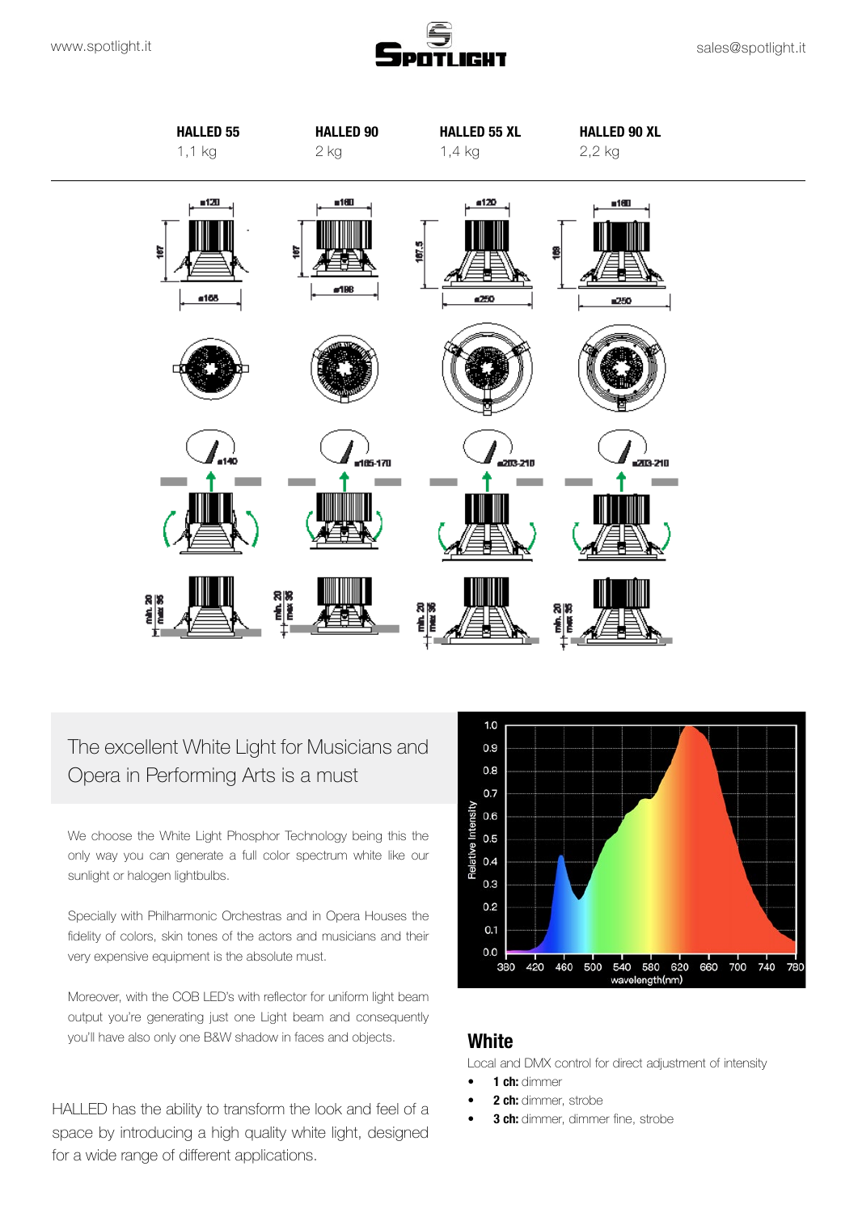| HALLED 55 | HALLED 90 | HALLED 55 XL | HALLED 90 XL |
| --- | --- | --- | --- |
| 1,1 kg | 2 kg | 1,4 kg | 2,2 kg |

## The excellent White Light for Musicians and Opera in Performing Arts is a must

We choose the White Light Phosphor Technology being this the only way you can generate a full color spectrum white like our sunlight or halogen lightbulbs.

Specially with Philharmonic Orchestras and in Opera Houses the fidelity of colors, skin tones of the actors and musicians and their very expensive equipment is the absolute must.

Moreover, with the COB LED's with reflector for uniform light beam output you're generating just one Light beam and consequently you'll have also only one B&W shadow in faces and objects.

HALLED has the ability to transform the look and feel of a space by introducing a high quality white light, designed for a wide range of different applications.

## White

Local and DMX control for direct adjustment of intensity

- **1 ch:** dimmer
- **2 ch:** dimmer, strobe
- **3 ch:** dimmer, dimmer fine, strobe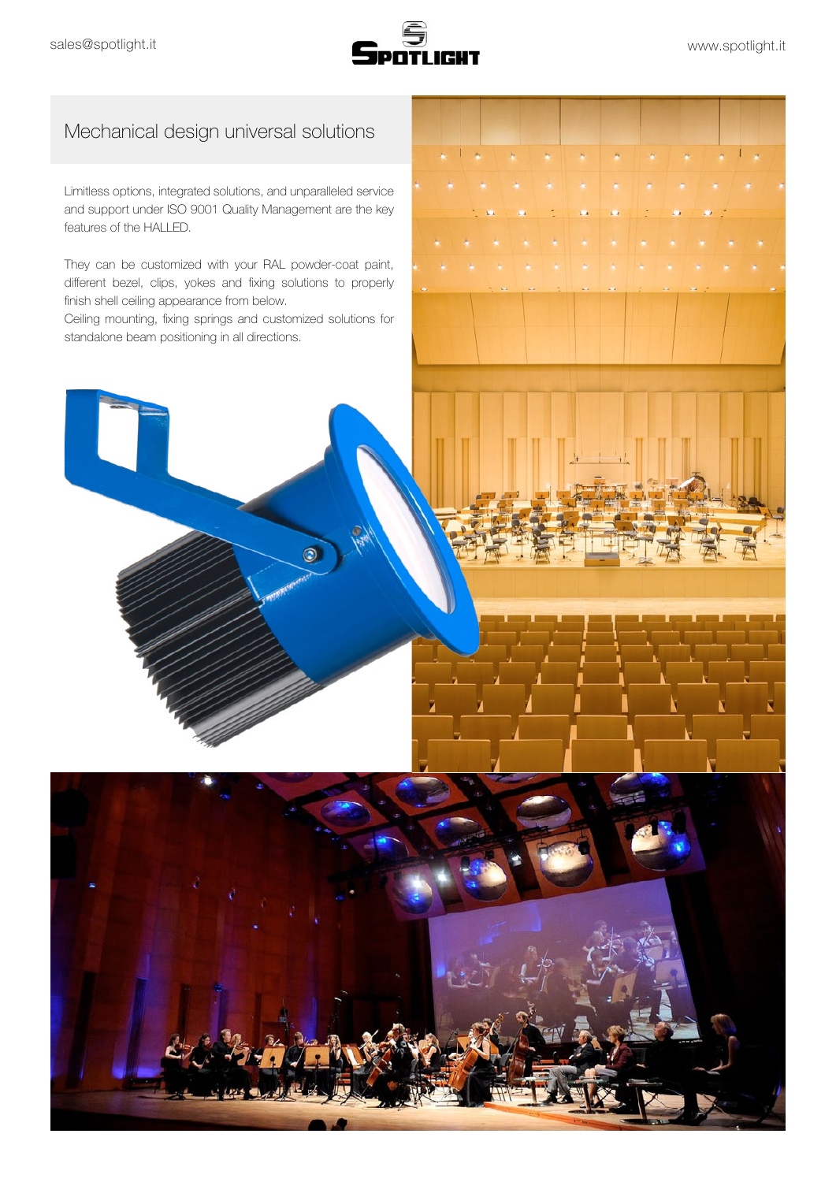## Mechanical design universal solutions

Limitless options, integrated solutions, and unparalleled service and support under ISO 9001 Quality Management are the key features of the HALLED.

They can be customized with your RAL powder-coat paint, different bezel, clips, yokes and fixing solutions to properly finish shell ceiling appearance from below.
Ceiling mounting, fixing springs and customized solutions for standalone beam positioning in all directions.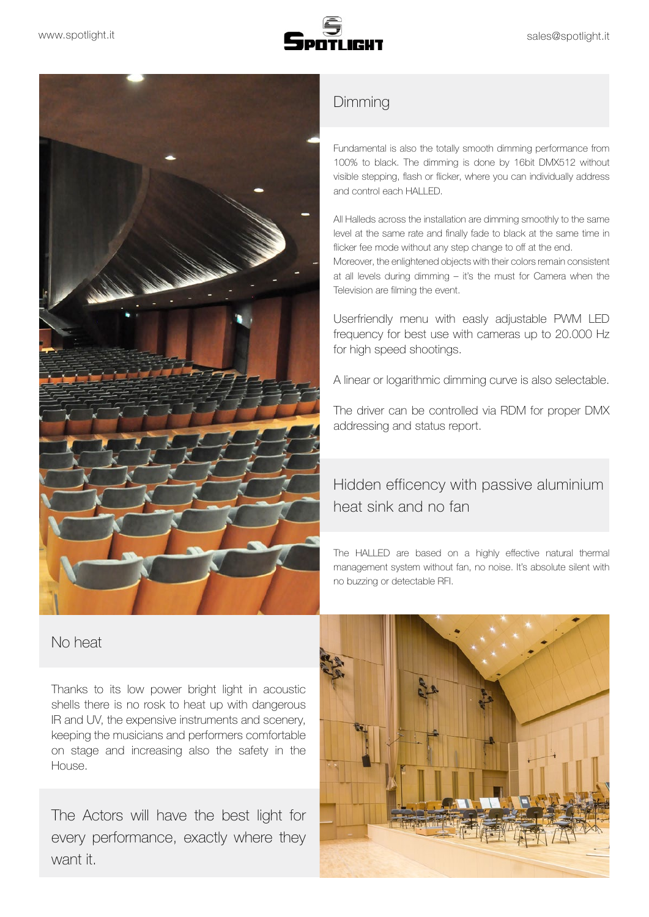## Dimming

Fundamental is also the totally smooth dimming performance from 100% to black. The dimming is done by 16bit DMX512 without visible stepping, flash or flicker, where you can individually address and control each HALLED.

All Halleds across the installation are dimming smoothly to the same level at the same rate and finally fade to black at the same time in flicker fee mode without any step change to off at the end. Moreover, the enlightened objects with their colors remain consistent at all levels during dimming – it's the must for Camera when the Television are filming the event.

Userfriendly menu with easly adjustable PWM LED frequency for best use with cameras up to 20.000 Hz for high speed shootings.

A linear or logarithmic dimming curve is also selectable.

The driver can be controlled via RDM for proper DMX addressing and status report.

## Hidden efficency with passive aluminium heat sink and no fan

The HALLED are based on a highly effective natural thermal management system without fan, no noise. It's absolute silent with no buzzing or detectable RFI.

## No heat

Thanks to its low power bright light in acoustic shells there is no rosk to heat up with dangerous IR and UV, the expensive instruments and scenery, keeping the musicians and performers comfortable on stage and increasing also the safety in the House.

The Actors will have the best light for every performance, exactly where they want it.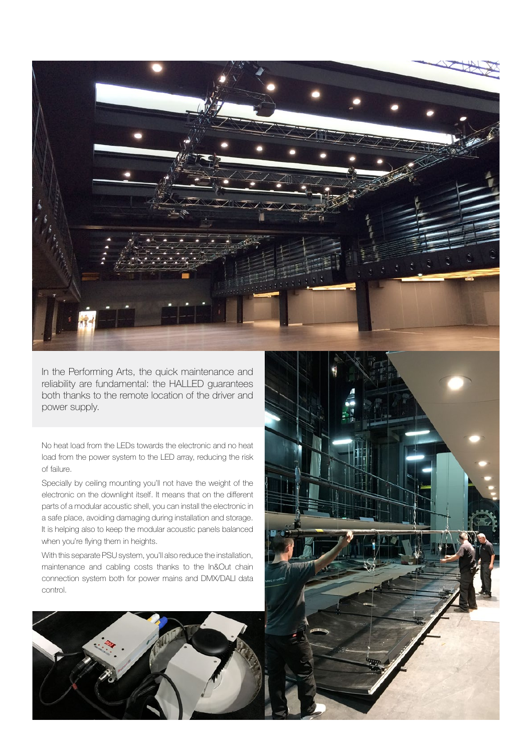In the Performing Arts, the quick maintenance and reliability are fundamental: the HALLED guarantees both thanks to the remote location of the driver and power supply.

No heat load from the LEDs towards the electronic and no heat load from the power system to the LED array, reducing the risk of failure.

Specially by ceiling mounting you'll not have the weight of the electronic on the downlight itself. It means that on the different parts of a modular acoustic shell, you can install the electronic in a safe place, avoiding damaging during installation and storage. It is helping also to keep the modular acoustic panels balanced when you're flying them in heights.

With this separate PSU system, you'll also reduce the installation, maintenance and cabling costs thanks to the In&Out chain connection system both for power mains and DMX/DALI data control.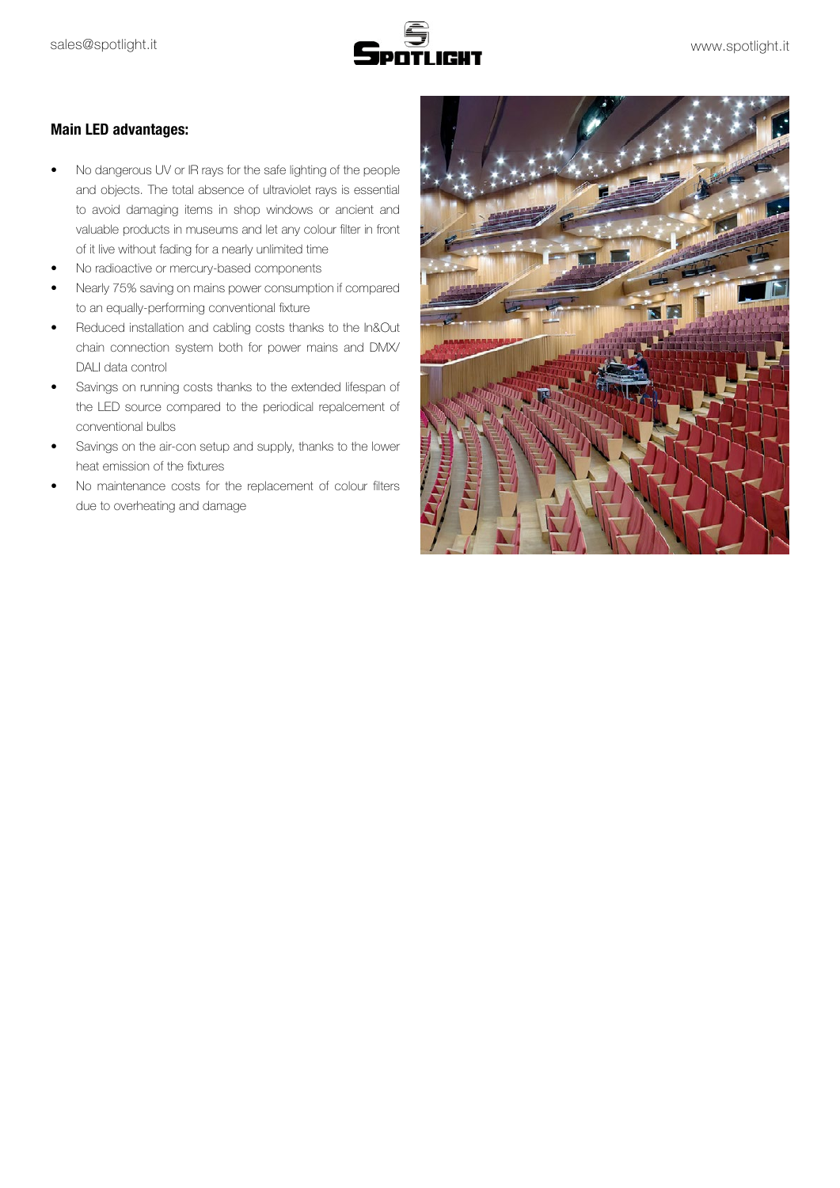### Main LED advantages:

- No dangerous UV or IR rays for the safe lighting of the people and objects. The total absence of ultraviolet rays is essential to avoid damaging items in shop windows or ancient and valuable products in museums and let any colour filter in front of it live without fading for a nearly unlimited time
- No radioactive or mercury-based components
- Nearly 75% saving on mains power consumption if compared to an equally-performing conventional fixture
- Reduced installation and cabling costs thanks to the In&Out chain connection system both for power mains and DMX/DALI data control
- Savings on running costs thanks to the extended lifespan of the LED source compared to the periodical repalcement of conventional bulbs
- Savings on the air-con setup and supply, thanks to the lower heat emission of the fixtures
- No maintenance costs for the replacement of colour filters due to overheating and damage